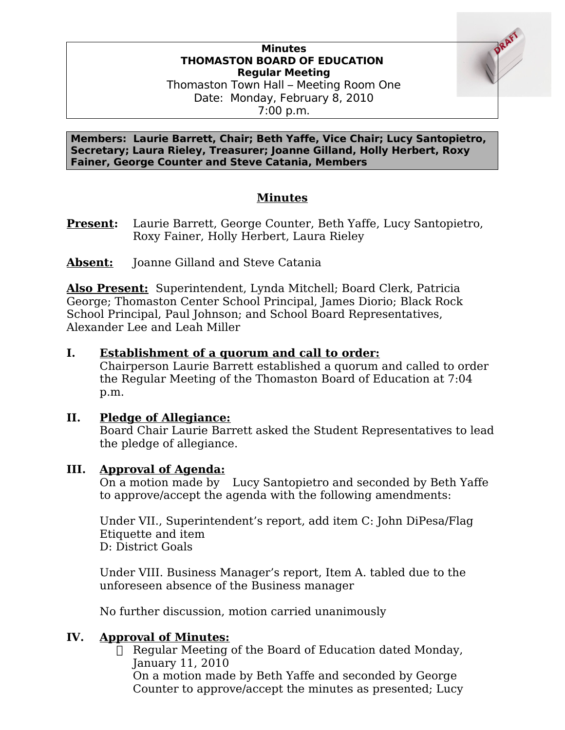**Minutes**
**THOMASTON BOARD OF EDUCATION**
**Regular Meeting**
Thomaston Town Hall – Meeting Room One
Date: Monday, February 8, 2010
7:00 p.m.

**Members: Laurie Barrett, Chair; Beth Yaffe, Vice Chair; Lucy Santopietro, Secretary; Laura Rieley, Treasurer; Joanne Gilland, Holly Herbert, Roxy Fainer, George Counter and Steve Catania, Members**

## Minutes

**Present:** Laurie Barrett, George Counter, Beth Yaffe, Lucy Santopietro, Roxy Fainer, Holly Herbert, Laura Rieley

**Absent:** Joanne Gilland and Steve Catania

**Also Present:** Superintendent, Lynda Mitchell; Board Clerk, Patricia George; Thomaston Center School Principal, James Diorio; Black Rock School Principal, Paul Johnson; and School Board Representatives, Alexander Lee and Leah Miller

### I. Establishment of a quorum and call to order:

Chairperson Laurie Barrett established a quorum and called to order the Regular Meeting of the Thomaston Board of Education at 7:04 p.m.

### II. Pledge of Allegiance:

Board Chair Laurie Barrett asked the Student Representatives to lead the pledge of allegiance.

### III. Approval of Agenda:

On a motion made by Lucy Santopietro and seconded by Beth Yaffe to approve/accept the agenda with the following amendments:

Under VII., Superintendent's report, add item C: John DiPesa/Flag Etiquette and item
D: District Goals

Under VIII. Business Manager's report, Item A. tabled due to the unforeseen absence of the Business manager

No further discussion, motion carried unanimously

### IV. Approval of Minutes:

- Regular Meeting of the Board of Education dated Monday, January 11, 2010
  On a motion made by Beth Yaffe and seconded by George Counter to approve/accept the minutes as presented; Lucy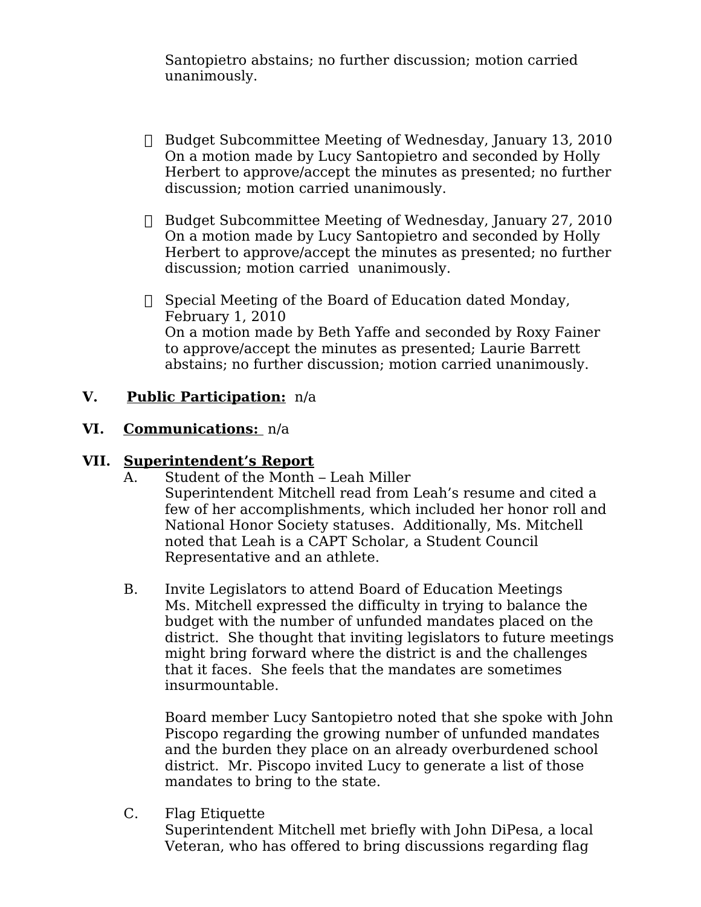Santopietro abstains; no further discussion; motion carried unanimously.

- Budget Subcommittee Meeting of Wednesday, January 13, 2010
  On a motion made by Lucy Santopietro and seconded by Holly Herbert to approve/accept the minutes as presented; no further discussion; motion carried unanimously.

- Budget Subcommittee Meeting of Wednesday, January 27, 2010
  On a motion made by Lucy Santopietro and seconded by Holly Herbert to approve/accept the minutes as presented; no further discussion; motion carried unanimously.

- Special Meeting of the Board of Education dated Monday, February 1, 2010
  On a motion made by Beth Yaffe and seconded by Roxy Fainer to approve/accept the minutes as presented; Laurie Barrett abstains; no further discussion; motion carried unanimously.

**V. <u>Public Participation:</u>** n/a

**VI. <u>Communications:</u>** n/a

**VII. <u>Superintendent's Report</u>**

A. Student of the Month – Leah Miller
Superintendent Mitchell read from Leah's resume and cited a few of her accomplishments, which included her honor roll and National Honor Society statuses. Additionally, Ms. Mitchell noted that Leah is a CAPT Scholar, a Student Council Representative and an athlete.

B. Invite Legislators to attend Board of Education Meetings
Ms. Mitchell expressed the difficulty in trying to balance the budget with the number of unfunded mandates placed on the district. She thought that inviting legislators to future meetings might bring forward where the district is and the challenges that it faces. She feels that the mandates are sometimes insurmountable.

Board member Lucy Santopietro noted that she spoke with John Piscopo regarding the growing number of unfunded mandates and the burden they place on an already overburdened school district. Mr. Piscopo invited Lucy to generate a list of those mandates to bring to the state.

C. Flag Etiquette
Superintendent Mitchell met briefly with John DiPesa, a local Veteran, who has offered to bring discussions regarding flag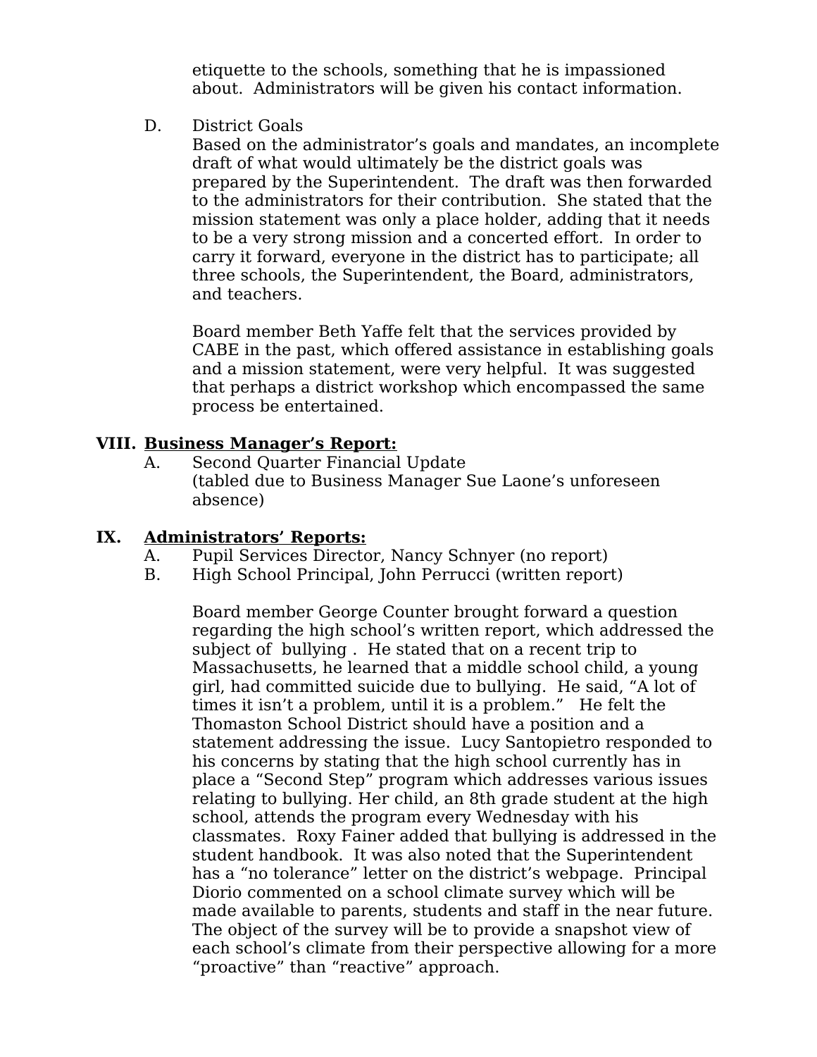etiquette to the schools, something that he is impassioned about. Administrators will be given his contact information.

D. District Goals

Based on the administrator's goals and mandates, an incomplete draft of what would ultimately be the district goals was prepared by the Superintendent. The draft was then forwarded to the administrators for their contribution. She stated that the mission statement was only a place holder, adding that it needs to be a very strong mission and a concerted effort. In order to carry it forward, everyone in the district has to participate; all three schools, the Superintendent, the Board, administrators, and teachers.

Board member Beth Yaffe felt that the services provided by CABE in the past, which offered assistance in establishing goals and a mission statement, were very helpful. It was suggested that perhaps a district workshop which encompassed the same process be entertained.

**VIII. <u>Business Manager's Report:</u>**

A. Second Quarter Financial Update
(tabled due to Business Manager Sue Laone's unforeseen absence)

**IX. <u>Administrators' Reports:</u>**

A. Pupil Services Director, Nancy Schnyer (no report)
B. High School Principal, John Perrucci (written report)

Board member George Counter brought forward a question regarding the high school's written report, which addressed the subject of bullying . He stated that on a recent trip to Massachusetts, he learned that a middle school child, a young girl, had committed suicide due to bullying. He said, "A lot of times it isn't a problem, until it is a problem." He felt the Thomaston School District should have a position and a statement addressing the issue. Lucy Santopietro responded to his concerns by stating that the high school currently has in place a "Second Step" program which addresses various issues relating to bullying. Her child, an 8th grade student at the high school, attends the program every Wednesday with his classmates. Roxy Fainer added that bullying is addressed in the student handbook. It was also noted that the Superintendent has a "no tolerance" letter on the district's webpage. Principal Diorio commented on a school climate survey which will be made available to parents, students and staff in the near future. The object of the survey will be to provide a snapshot view of each school's climate from their perspective allowing for a more "proactive" than "reactive" approach.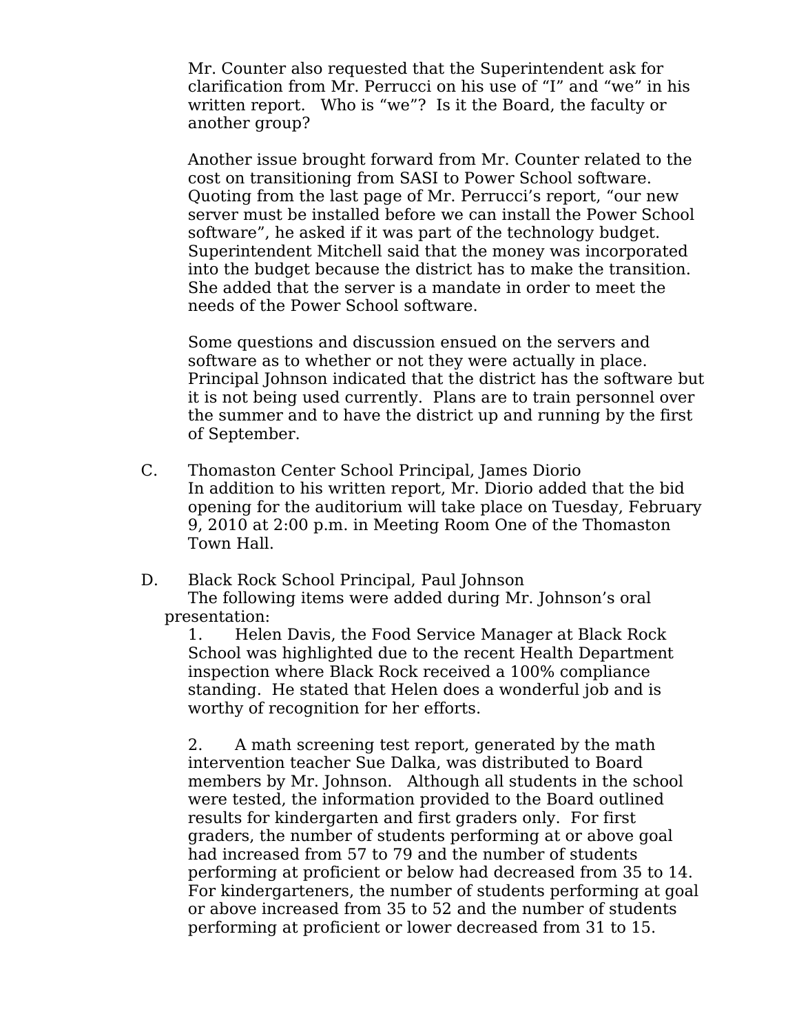Mr. Counter also requested that the Superintendent ask for clarification from Mr. Perrucci on his use of "I" and "we" in his written report. Who is "we"? Is it the Board, the faculty or another group?

Another issue brought forward from Mr. Counter related to the cost on transitioning from SASI to Power School software. Quoting from the last page of Mr. Perrucci's report, "our new server must be installed before we can install the Power School software", he asked if it was part of the technology budget. Superintendent Mitchell said that the money was incorporated into the budget because the district has to make the transition. She added that the server is a mandate in order to meet the needs of the Power School software.

Some questions and discussion ensued on the servers and software as to whether or not they were actually in place. Principal Johnson indicated that the district has the software but it is not being used currently. Plans are to train personnel over the summer and to have the district up and running by the first of September.

C. Thomaston Center School Principal, James Diorio
In addition to his written report, Mr. Diorio added that the bid opening for the auditorium will take place on Tuesday, February 9, 2010 at 2:00 p.m. in Meeting Room One of the Thomaston Town Hall.

D. Black Rock School Principal, Paul Johnson
The following items were added during Mr. Johnson's oral presentation:

1. Helen Davis, the Food Service Manager at Black Rock School was highlighted due to the recent Health Department inspection where Black Rock received a 100% compliance standing. He stated that Helen does a wonderful job and is worthy of recognition for her efforts.

2. A math screening test report, generated by the math intervention teacher Sue Dalka, was distributed to Board members by Mr. Johnson. Although all students in the school were tested, the information provided to the Board outlined results for kindergarten and first graders only. For first graders, the number of students performing at or above goal had increased from 57 to 79 and the number of students performing at proficient or below had decreased from 35 to 14. For kindergarteners, the number of students performing at goal or above increased from 35 to 52 and the number of students performing at proficient or lower decreased from 31 to 15.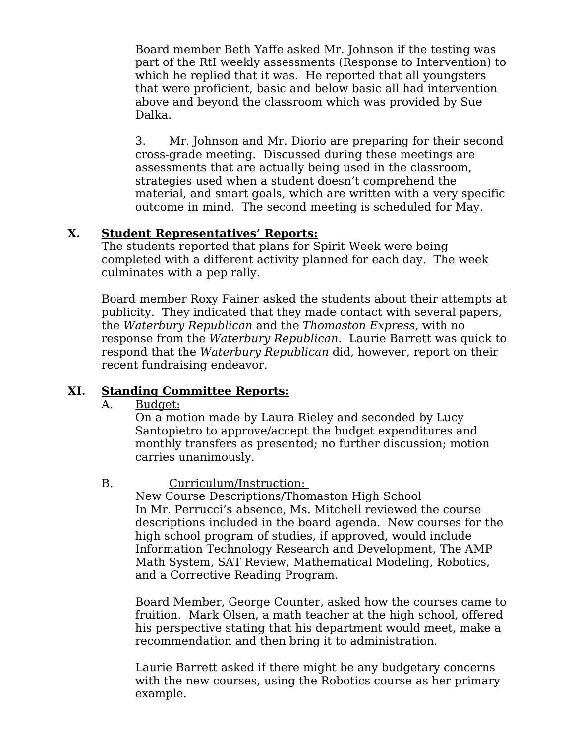Board member Beth Yaffe asked Mr. Johnson if the testing was part of the RtI weekly assessments (Response to Intervention) to which he replied that it was. He reported that all youngsters that were proficient, basic and below basic all had intervention above and beyond the classroom which was provided by Sue Dalka.

3. Mr. Johnson and Mr. Diorio are preparing for their second cross-grade meeting. Discussed during these meetings are assessments that are actually being used in the classroom, strategies used when a student doesn't comprehend the material, and smart goals, which are written with a very specific outcome in mind. The second meeting is scheduled for May.

## X. Student Representatives' Reports:

The students reported that plans for Spirit Week were being completed with a different activity planned for each day. The week culminates with a pep rally.

Board member Roxy Fainer asked the students about their attempts at publicity. They indicated that they made contact with several papers, the *Waterbury Republican* and the *Thomaston Express*, with no response from the *Waterbury Republican*. Laurie Barrett was quick to respond that the *Waterbury Republican* did, however, report on their recent fundraising endeavor.

## XI. Standing Committee Reports:

A. Budget:

On a motion made by Laura Rieley and seconded by Lucy Santopietro to approve/accept the budget expenditures and monthly transfers as presented; no further discussion; motion carries unanimously.

B. Curriculum/Instruction:

New Course Descriptions/Thomaston High School
In Mr. Perrucci's absence, Ms. Mitchell reviewed the course descriptions included in the board agenda. New courses for the high school program of studies, if approved, would include Information Technology Research and Development, The AMP Math System, SAT Review, Mathematical Modeling, Robotics, and a Corrective Reading Program.

Board Member, George Counter, asked how the courses came to fruition. Mark Olsen, a math teacher at the high school, offered his perspective stating that his department would meet, make a recommendation and then bring it to administration.

Laurie Barrett asked if there might be any budgetary concerns with the new courses, using the Robotics course as her primary example.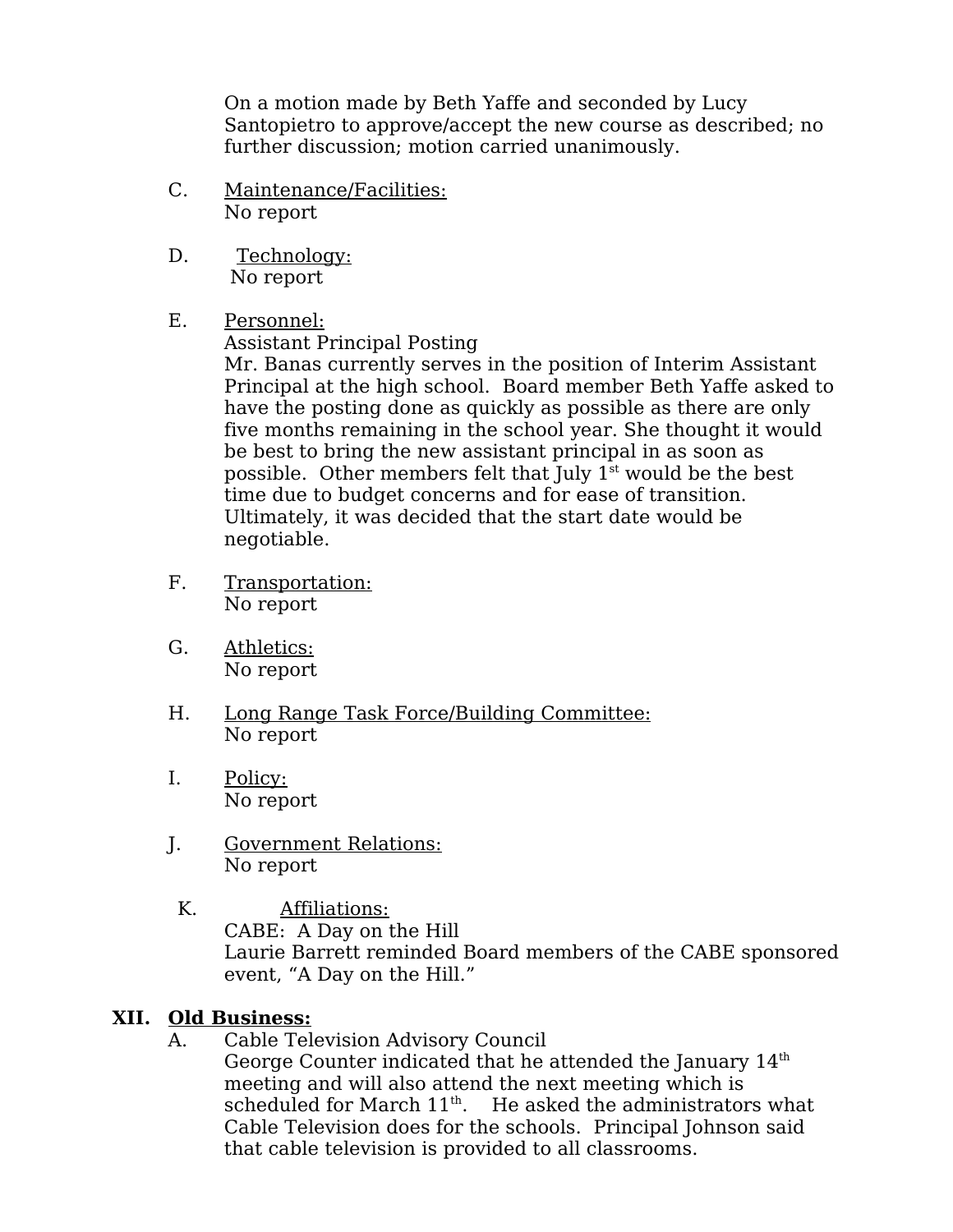On a motion made by Beth Yaffe and seconded by Lucy Santopietro to approve/accept the new course as described; no further discussion; motion carried unanimously.

C. Maintenance/Facilities:
No report

D. Technology:
No report

E. Personnel:
Assistant Principal Posting
Mr. Banas currently serves in the position of Interim Assistant Principal at the high school. Board member Beth Yaffe asked to have the posting done as quickly as possible as there are only five months remaining in the school year. She thought it would be best to bring the new assistant principal in as soon as possible. Other members felt that July 1st would be the best time due to budget concerns and for ease of transition. Ultimately, it was decided that the start date would be negotiable.

F. Transportation:
No report

G. Athletics:
No report

H. Long Range Task Force/Building Committee:
No report

I. Policy:
No report

J. Government Relations:
No report

K. Affiliations:
CABE: A Day on the Hill
Laurie Barrett reminded Board members of the CABE sponsored event, "A Day on the Hill."

**XII. Old Business:**

A. Cable Television Advisory Council
George Counter indicated that he attended the January 14th meeting and will also attend the next meeting which is scheduled for March 11th. He asked the administrators what Cable Television does for the schools. Principal Johnson said that cable television is provided to all classrooms.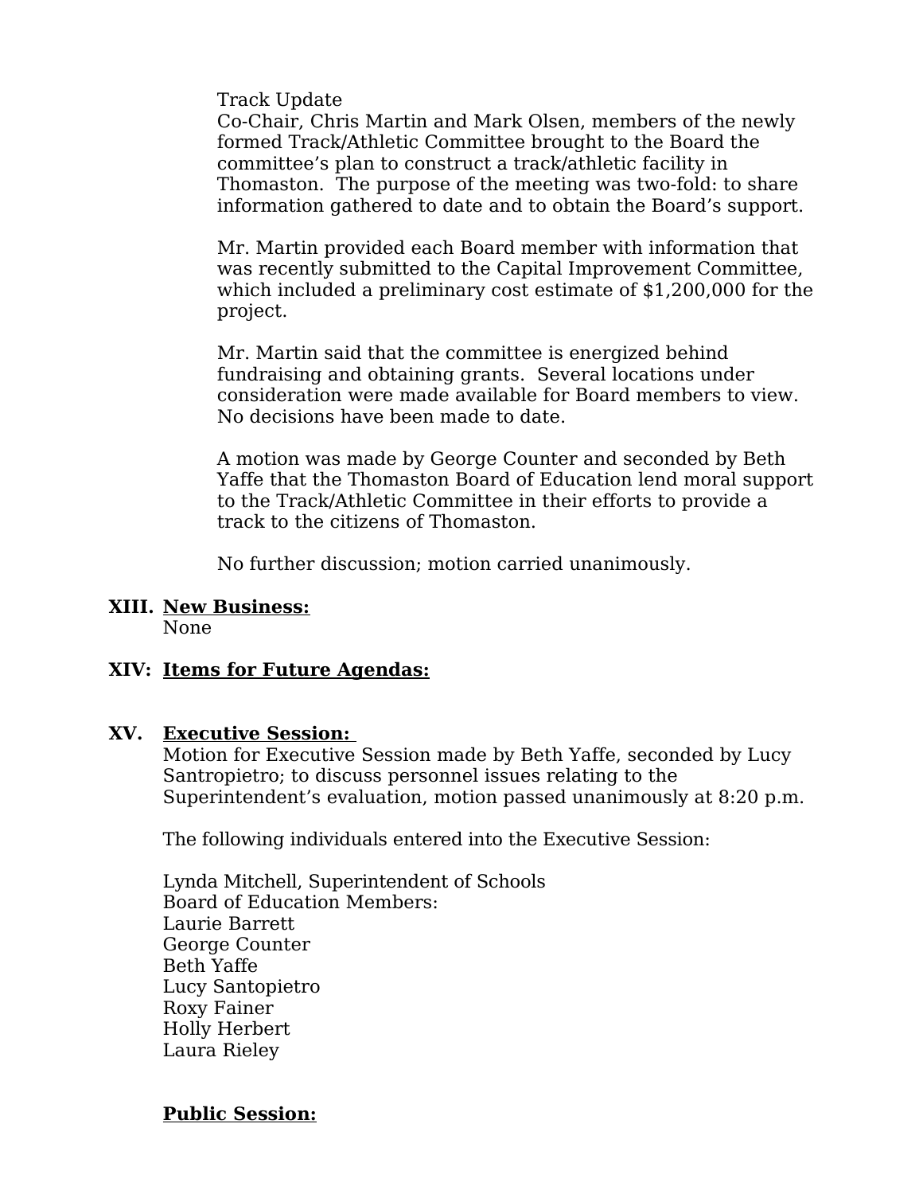Track Update

Co-Chair, Chris Martin and Mark Olsen, members of the newly formed Track/Athletic Committee brought to the Board the committee's plan to construct a track/athletic facility in Thomaston. The purpose of the meeting was two-fold: to share information gathered to date and to obtain the Board's support.

Mr. Martin provided each Board member with information that was recently submitted to the Capital Improvement Committee, which included a preliminary cost estimate of $1,200,000 for the project.

Mr. Martin said that the committee is energized behind fundraising and obtaining grants. Several locations under consideration were made available for Board members to view. No decisions have been made to date.

A motion was made by George Counter and seconded by Beth Yaffe that the Thomaston Board of Education lend moral support to the Track/Athletic Committee in their efforts to provide a track to the citizens of Thomaston.

No further discussion; motion carried unanimously.

**XIII. <u>New Business:</u>**

None

**XIV: <u>Items for Future Agendas:</u>**

**XV. <u>Executive Session:</u>**

Motion for Executive Session made by Beth Yaffe, seconded by Lucy Santropietro; to discuss personnel issues relating to the Superintendent's evaluation, motion passed unanimously at 8:20 p.m.

The following individuals entered into the Executive Session:

Lynda Mitchell, Superintendent of Schools
Board of Education Members:
Laurie Barrett
George Counter
Beth Yaffe
Lucy Santopietro
Roxy Fainer
Holly Herbert
Laura Rieley

**<u>Public Session:</u>**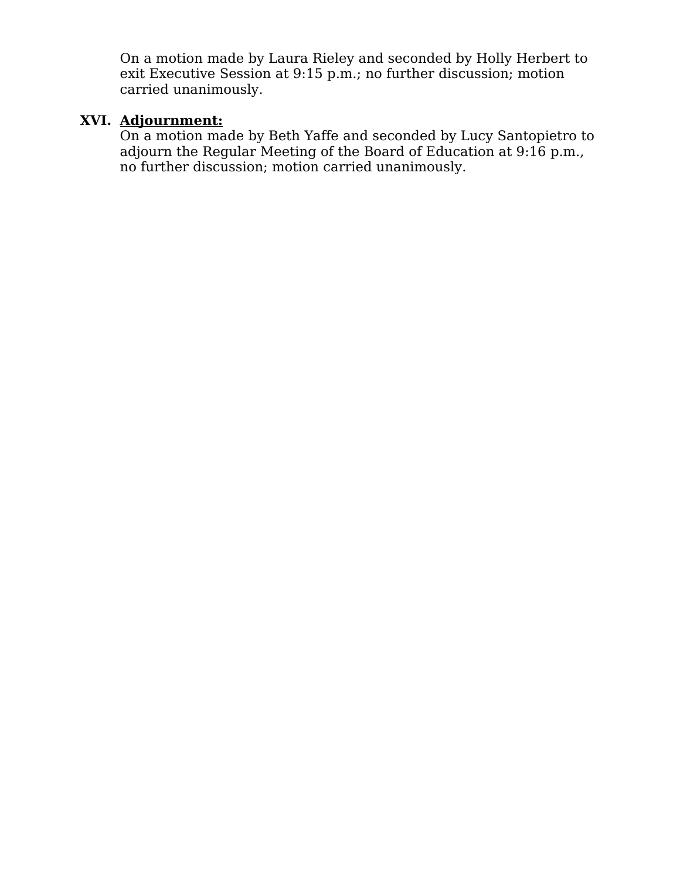On a motion made by Laura Rieley and seconded by Holly Herbert to exit Executive Session at 9:15 p.m.; no further discussion; motion carried unanimously.

**XVI. <u>Adjournment:</u>**

On a motion made by Beth Yaffe and seconded by Lucy Santopietro to adjourn the Regular Meeting of the Board of Education at 9:16 p.m., no further discussion; motion carried unanimously.